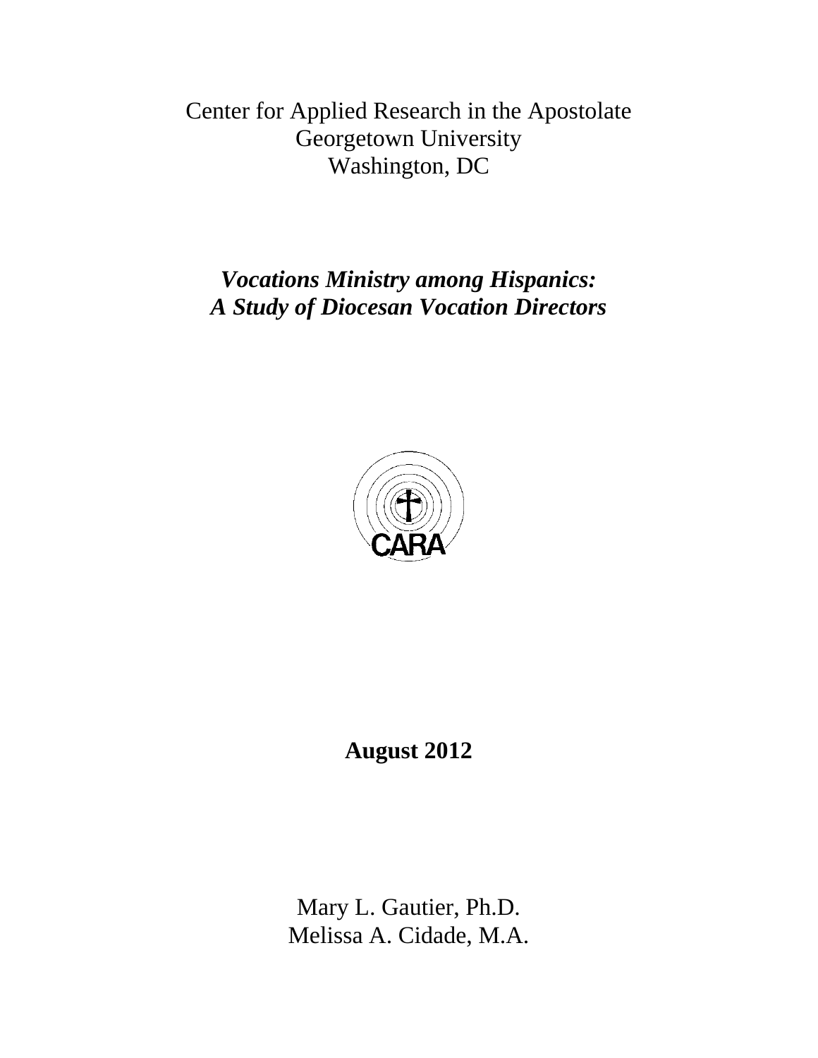Center for Applied Research in the Apostolate
Georgetown University
Washington, DC

# *Vocations Ministry among Hispanics: A Study of Diocesan Vocation Directors*

CARA

**August 2012**

Mary L. Gautier, Ph.D.
Melissa A. Cidade, M.A.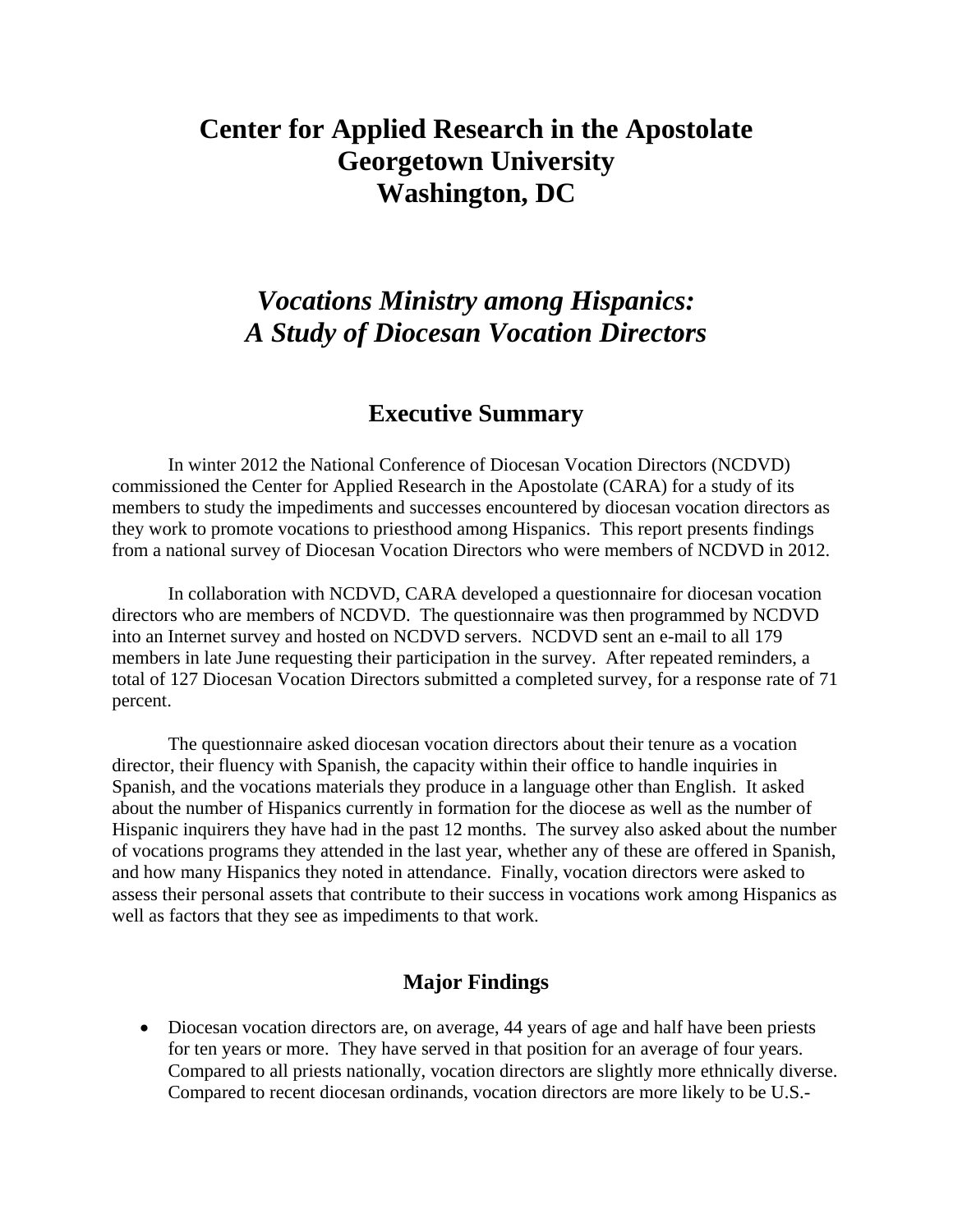# Center for Applied Research in the Apostolate
# Georgetown University
# Washington, DC

## *Vocations Ministry among Hispanics: A Study of Diocesan Vocation Directors*

## Executive Summary

In winter 2012 the National Conference of Diocesan Vocation Directors (NCDVD) commissioned the Center for Applied Research in the Apostolate (CARA) for a study of its members to study the impediments and successes encountered by diocesan vocation directors as they work to promote vocations to priesthood among Hispanics. This report presents findings from a national survey of Diocesan Vocation Directors who were members of NCDVD in 2012.

In collaboration with NCDVD, CARA developed a questionnaire for diocesan vocation directors who are members of NCDVD. The questionnaire was then programmed by NCDVD into an Internet survey and hosted on NCDVD servers. NCDVD sent an e-mail to all 179 members in late June requesting their participation in the survey. After repeated reminders, a total of 127 Diocesan Vocation Directors submitted a completed survey, for a response rate of 71 percent.

The questionnaire asked diocesan vocation directors about their tenure as a vocation director, their fluency with Spanish, the capacity within their office to handle inquiries in Spanish, and the vocations materials they produce in a language other than English. It asked about the number of Hispanics currently in formation for the diocese as well as the number of Hispanic inquirers they have had in the past 12 months. The survey also asked about the number of vocations programs they attended in the last year, whether any of these are offered in Spanish, and how many Hispanics they noted in attendance. Finally, vocation directors were asked to assess their personal assets that contribute to their success in vocations work among Hispanics as well as factors that they see as impediments to that work.

### Major Findings

- Diocesan vocation directors are, on average, 44 years of age and half have been priests for ten years or more. They have served in that position for an average of four years. Compared to all priests nationally, vocation directors are slightly more ethnically diverse. Compared to recent diocesan ordinands, vocation directors are more likely to be U.S.-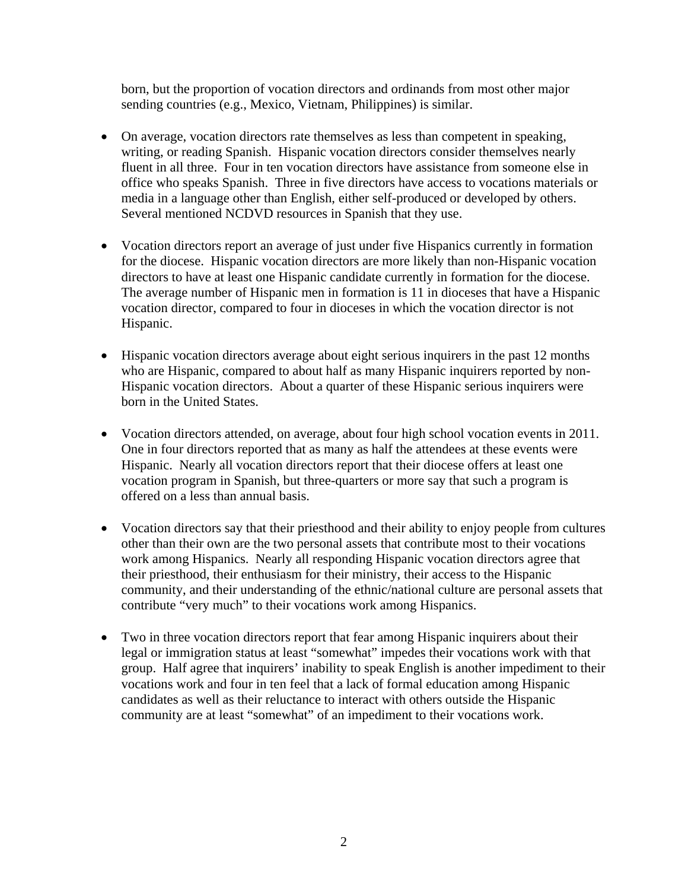born, but the proportion of vocation directors and ordinands from most other major sending countries (e.g., Mexico, Vietnam, Philippines) is similar.

- On average, vocation directors rate themselves as less than competent in speaking, writing, or reading Spanish. Hispanic vocation directors consider themselves nearly fluent in all three. Four in ten vocation directors have assistance from someone else in office who speaks Spanish. Three in five directors have access to vocations materials or media in a language other than English, either self-produced or developed by others. Several mentioned NCDVD resources in Spanish that they use.

- Vocation directors report an average of just under five Hispanics currently in formation for the diocese. Hispanic vocation directors are more likely than non-Hispanic vocation directors to have at least one Hispanic candidate currently in formation for the diocese. The average number of Hispanic men in formation is 11 in dioceses that have a Hispanic vocation director, compared to four in dioceses in which the vocation director is not Hispanic.

- Hispanic vocation directors average about eight serious inquirers in the past 12 months who are Hispanic, compared to about half as many Hispanic inquirers reported by non-Hispanic vocation directors. About a quarter of these Hispanic serious inquirers were born in the United States.

- Vocation directors attended, on average, about four high school vocation events in 2011. One in four directors reported that as many as half the attendees at these events were Hispanic. Nearly all vocation directors report that their diocese offers at least one vocation program in Spanish, but three-quarters or more say that such a program is offered on a less than annual basis.

- Vocation directors say that their priesthood and their ability to enjoy people from cultures other than their own are the two personal assets that contribute most to their vocations work among Hispanics. Nearly all responding Hispanic vocation directors agree that their priesthood, their enthusiasm for their ministry, their access to the Hispanic community, and their understanding of the ethnic/national culture are personal assets that contribute "very much" to their vocations work among Hispanics.

- Two in three vocation directors report that fear among Hispanic inquirers about their legal or immigration status at least "somewhat" impedes their vocations work with that group. Half agree that inquirers' inability to speak English is another impediment to their vocations work and four in ten feel that a lack of formal education among Hispanic candidates as well as their reluctance to interact with others outside the Hispanic community are at least "somewhat" of an impediment to their vocations work.